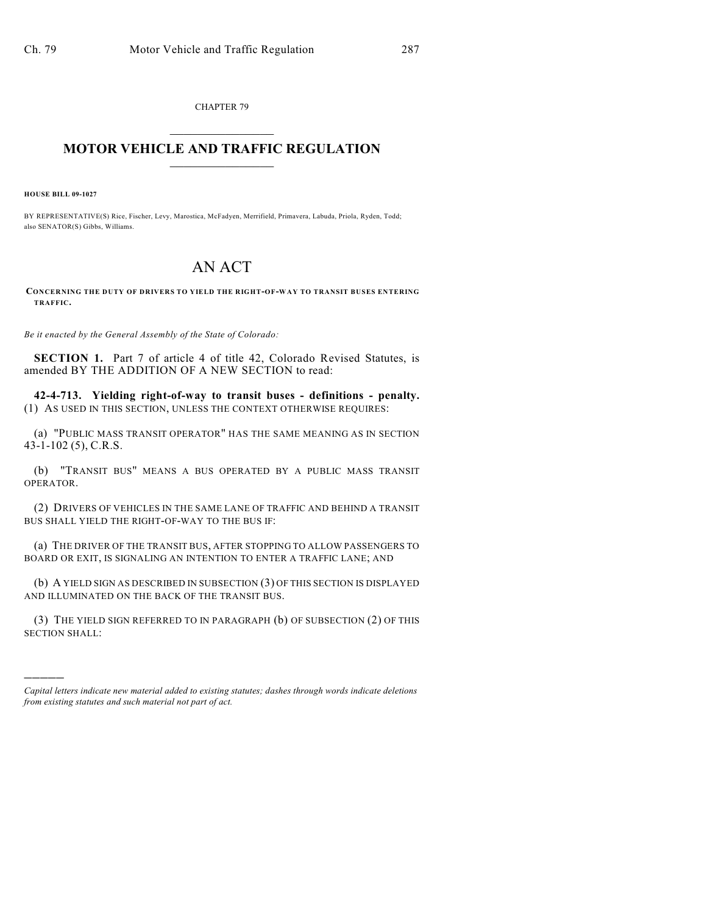CHAPTER 79

# MOTOR VEHICLE AND TRAFFIC REGULATION

**HOUSE BILL 09-1027**

BY REPRESENTATIVE(S) Rice, Fischer, Levy, Marostica, McFadyen, Merrifield, Primavera, Labuda, Priola, Ryden, Todd; also SENATOR(S) Gibbs, Williams.

# AN ACT

**CONCERNING THE DUTY OF DRIVERS TO YIELD THE RIGHT-OF-WAY TO TRANSIT BUSES ENTERING TRAFFIC.**

*Be it enacted by the General Assembly of the State of Colorado:*

**SECTION 1.** Part 7 of article 4 of title 42, Colorado Revised Statutes, is amended BY THE ADDITION OF A NEW SECTION to read:

**42-4-713. Yielding right-of-way to transit buses - definitions - penalty.** (1) AS USED IN THIS SECTION, UNLESS THE CONTEXT OTHERWISE REQUIRES:

(a) "PUBLIC MASS TRANSIT OPERATOR" HAS THE SAME MEANING AS IN SECTION 43-1-102 (5), C.R.S.

(b) "TRANSIT BUS" MEANS A BUS OPERATED BY A PUBLIC MASS TRANSIT OPERATOR.

(2) DRIVERS OF VEHICLES IN THE SAME LANE OF TRAFFIC AND BEHIND A TRANSIT BUS SHALL YIELD THE RIGHT-OF-WAY TO THE BUS IF:

(a) THE DRIVER OF THE TRANSIT BUS, AFTER STOPPING TO ALLOW PASSENGERS TO BOARD OR EXIT, IS SIGNALING AN INTENTION TO ENTER A TRAFFIC LANE; AND

(b) A YIELD SIGN AS DESCRIBED IN SUBSECTION (3) OF THIS SECTION IS DISPLAYED AND ILLUMINATED ON THE BACK OF THE TRANSIT BUS.

(3) THE YIELD SIGN REFERRED TO IN PARAGRAPH (b) OF SUBSECTION (2) OF THIS SECTION SHALL:

---

*Capital letters indicate new material added to existing statutes; dashes through words indicate deletions from existing statutes and such material not part of act.*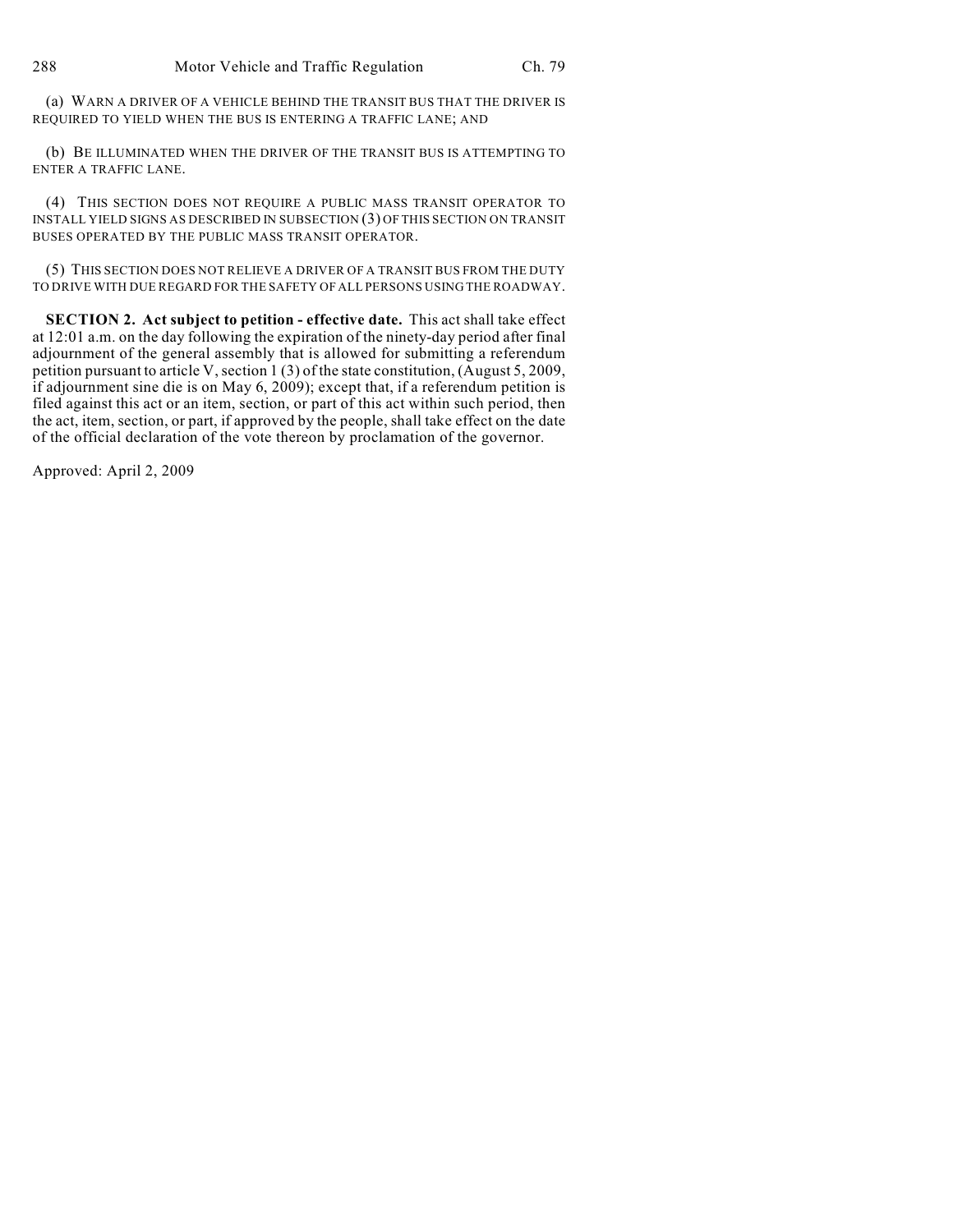(a) WARN A DRIVER OF A VEHICLE BEHIND THE TRANSIT BUS THAT THE DRIVER IS REQUIRED TO YIELD WHEN THE BUS IS ENTERING A TRAFFIC LANE; AND

(b) BE ILLUMINATED WHEN THE DRIVER OF THE TRANSIT BUS IS ATTEMPTING TO ENTER A TRAFFIC LANE.

(4) THIS SECTION DOES NOT REQUIRE A PUBLIC MASS TRANSIT OPERATOR TO INSTALL YIELD SIGNS AS DESCRIBED IN SUBSECTION (3) OF THIS SECTION ON TRANSIT BUSES OPERATED BY THE PUBLIC MASS TRANSIT OPERATOR.

(5) THIS SECTION DOES NOT RELIEVE A DRIVER OF A TRANSIT BUS FROM THE DUTY TO DRIVE WITH DUE REGARD FOR THE SAFETY OF ALL PERSONS USING THE ROADWAY.

**SECTION 2. Act subject to petition - effective date.** This act shall take effect at 12:01 a.m. on the day following the expiration of the ninety-day period after final adjournment of the general assembly that is allowed for submitting a referendum petition pursuant to article V, section 1 (3) of the state constitution, (August 5, 2009, if adjournment sine die is on May 6, 2009); except that, if a referendum petition is filed against this act or an item, section, or part of this act within such period, then the act, item, section, or part, if approved by the people, shall take effect on the date of the official declaration of the vote thereon by proclamation of the governor.

Approved: April 2, 2009